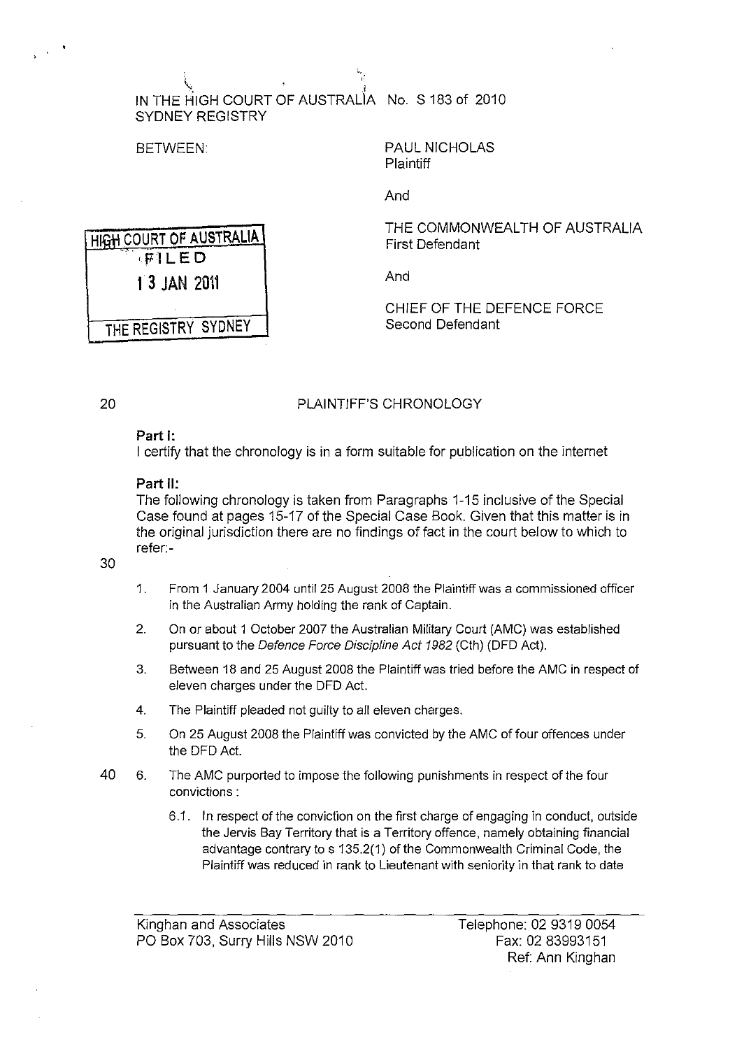IN THE HIGH COURT OF AUSTRALIA No. S 183 of 2010
SYDNEY REGISTRY

BETWEEN:

PAUL NICHOLAS
Plaintiff

And

THE COMMONWEALTH OF AUSTRALIA
First Defendant

And

CHIEF OF THE DEFENCE FORCE
Second Defendant

HIGH COURT OF AUSTRALIA
FILED
13 JAN 2011
THE REGISTRY SYDNEY

# PLAINTIFF'S CHRONOLOGY

**Part I:**

I certify that the chronology is in a form suitable for publication on the internet

**Part II:**

The following chronology is taken from Paragraphs 1-15 inclusive of the Special Case found at pages 15-17 of the Special Case Book. Given that this matter is in the original jurisdiction there are no findings of fact in the court below to which to refer:-

1. From 1 January 2004 until 25 August 2008 the Plaintiff was a commissioned officer in the Australian Army holding the rank of Captain.

2. On or about 1 October 2007 the Australian Military Court (AMC) was established pursuant to the *Defence Force Discipline Act 1982* (Cth) (DFD Act).

3. Between 18 and 25 August 2008 the Plaintiff was tried before the AMC in respect of eleven charges under the DFD Act.

4. The Plaintiff pleaded not guilty to all eleven charges.

5. On 25 August 2008 the Plaintiff was convicted by the AMC of four offences under the DFD Act.

6. The AMC purported to impose the following punishments in respect of the four convictions :

   6.1. In respect of the conviction on the first charge of engaging in conduct, outside the Jervis Bay Territory that is a Territory offence, namely obtaining financial advantage contrary to s 135.2(1) of the Commonwealth Criminal Code, the Plaintiff was reduced in rank to Lieutenant with seniority in that rank to date

Kinghan and Associates
PO Box 703, Surry Hills NSW 2010

Telephone: 02 9319 0054
Fax: 02 83993151
Ref: Ann Kinghan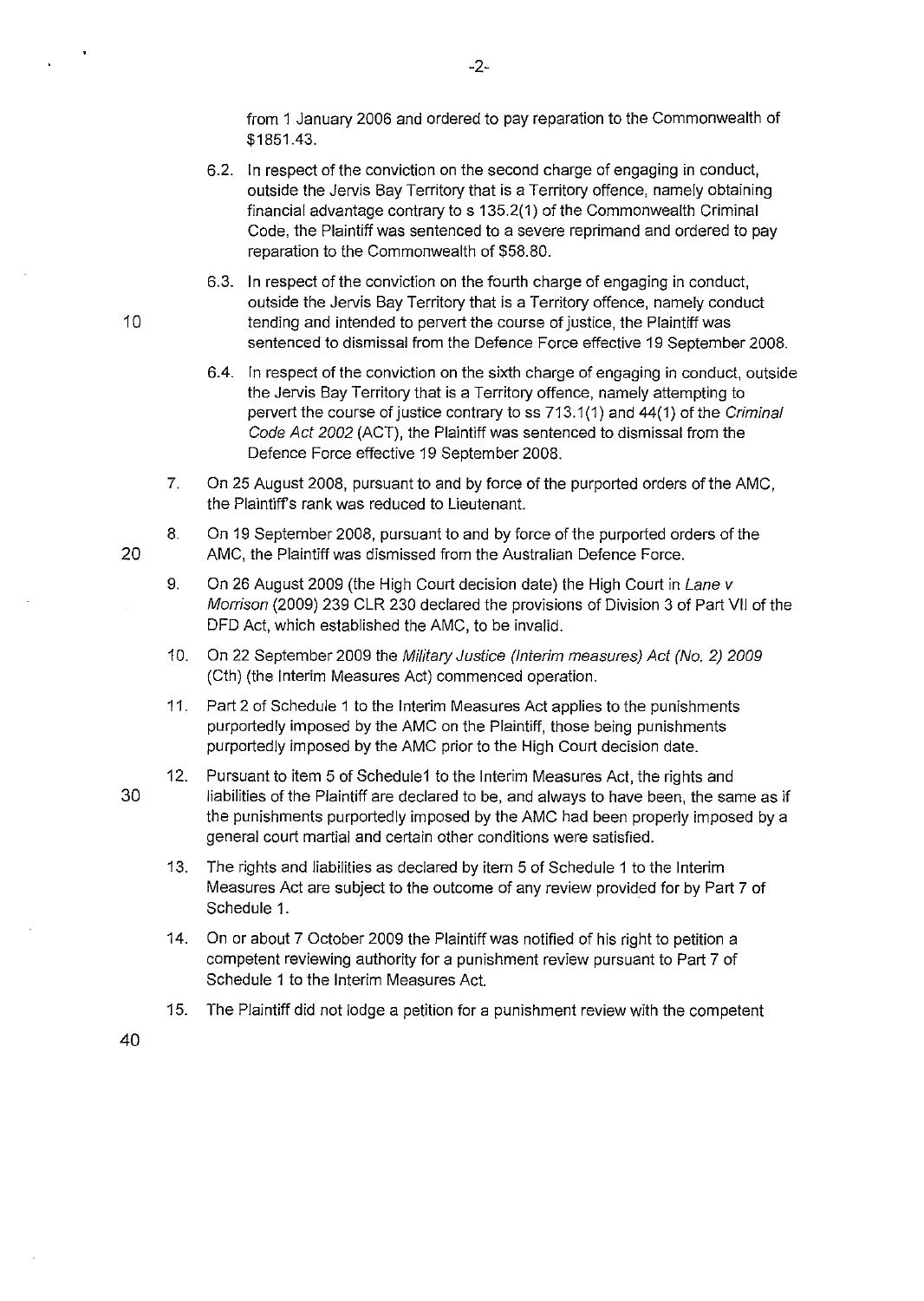from 1 January 2006 and ordered to pay reparation to the Commonwealth of $1851.43.

6.2. In respect of the conviction on the second charge of engaging in conduct, outside the Jervis Bay Territory that is a Territory offence, namely obtaining financial advantage contrary to s 135.2(1) of the Commonwealth Criminal Code, the Plaintiff was sentenced to a severe reprimand and ordered to pay reparation to the Commonwealth of $58.80.

6.3. In respect of the conviction on the fourth charge of engaging in conduct, outside the Jervis Bay Territory that is a Territory offence, namely conduct tending and intended to pervert the course of justice, the Plaintiff was sentenced to dismissal from the Defence Force effective 19 September 2008.

6.4. In respect of the conviction on the sixth charge of engaging in conduct, outside the Jervis Bay Territory that is a Territory offence, namely attempting to pervert the course of justice contrary to ss 713.1(1) and 44(1) of the *Criminal Code Act 2002* (ACT), the Plaintiff was sentenced to dismissal from the Defence Force effective 19 September 2008.

7. On 25 August 2008, pursuant to and by force of the purported orders of the AMC, the Plaintiff's rank was reduced to Lieutenant.

8. On 19 September 2008, pursuant to and by force of the purported orders of the AMC, the Plaintiff was dismissed from the Australian Defence Force.

9. On 26 August 2009 (the High Court decision date) the High Court in *Lane v Morrison* (2009) 239 CLR 230 declared the provisions of Division 3 of Part VII of the DFD Act, which established the AMC, to be invalid.

10. On 22 September 2009 the *Military Justice (Interim measures) Act (No. 2) 2009* (Cth) (the Interim Measures Act) commenced operation.

11. Part 2 of Schedule 1 to the Interim Measures Act applies to the punishments purportedly imposed by the AMC on the Plaintiff, those being punishments purportedly imposed by the AMC prior to the High Court decision date.

12. Pursuant to item 5 of Schedule1 to the Interim Measures Act, the rights and liabilities of the Plaintiff are declared to be, and always to have been, the same as if the punishments purportedly imposed by the AMC had been properly imposed by a general court martial and certain other conditions were satisfied.

13. The rights and liabilities as declared by item 5 of Schedule 1 to the Interim Measures Act are subject to the outcome of any review provided for by Part 7 of Schedule 1.

14. On or about 7 October 2009 the Plaintiff was notified of his right to petition a competent reviewing authority for a punishment review pursuant to Part 7 of Schedule 1 to the Interim Measures Act.

15. The Plaintiff did not lodge a petition for a punishment review with the competent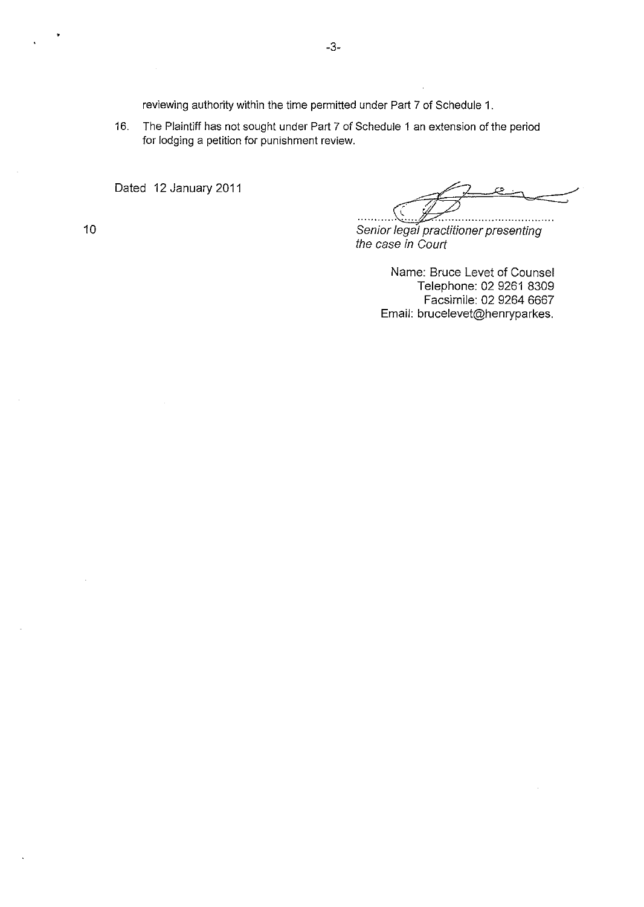reviewing authority within the time permitted under Part 7 of Schedule 1.

16. The Plaintiff has not sought under Part 7 of Schedule 1 an extension of the period for lodging a petition for punishment review.

Dated 12 January 2011

*Senior legal practitioner presenting the case in Court*

Name: Bruce Levet of Counsel
Telephone: 02 9261 8309
Facsimile: 02 9264 6667
Email: brucelevet@henryparkes.